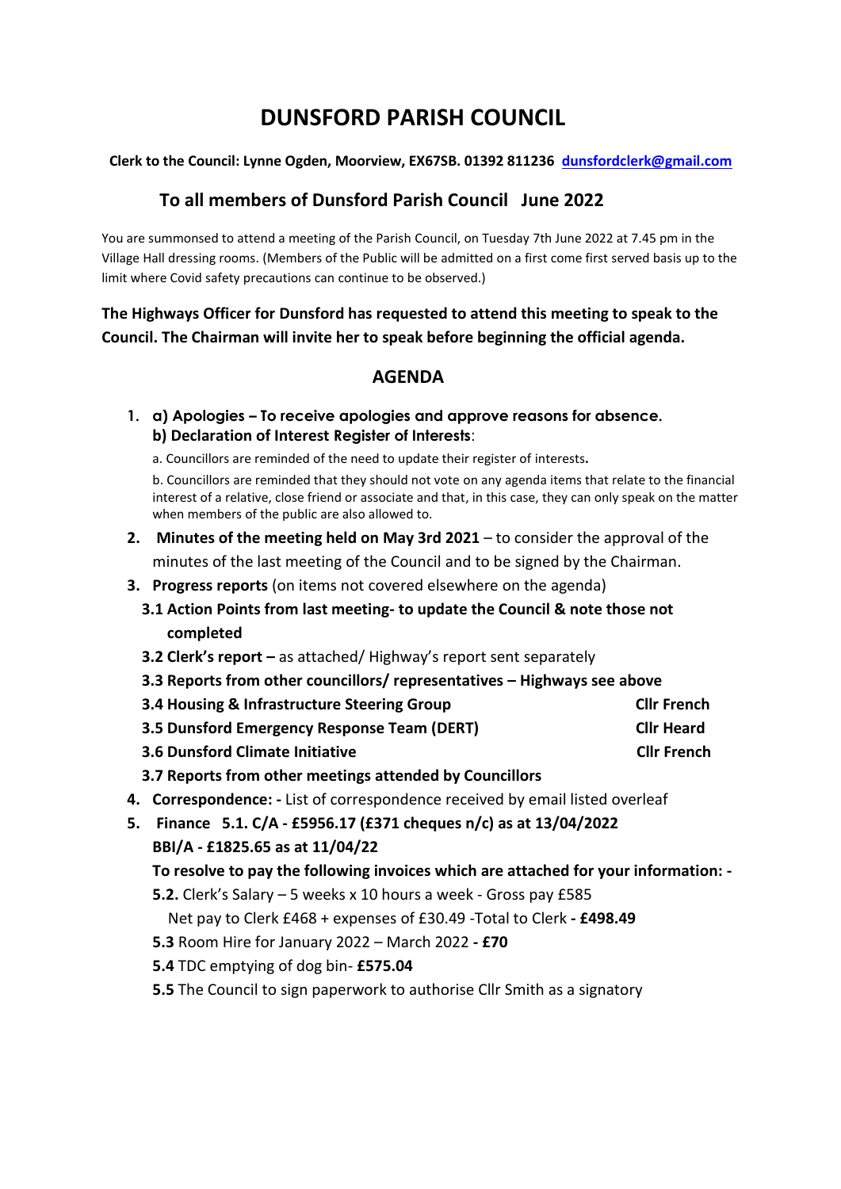# DUNSFORD PARISH COUNCIL

**Clerk to the Council: Lynne Ogden, Moorview, EX67SB. 01392 811236 [dunsfordclerk@gmail.com](mailto:dunsfordclerk@gmail.com)**

## To all members of Dunsford Parish Council June 2022

You are summonsed to attend a meeting of the Parish Council, on Tuesday 7th June 2022 at 7.45 pm in the Village Hall dressing rooms. (Members of the Public will be admitted on a first come first served basis up to the limit where Covid safety precautions can continue to be observed.)

**The Highways Officer for Dunsford has requested to attend this meeting to speak to the Council. The Chairman will invite her to speak before beginning the official agenda.**

## AGENDA

1. **a) Apologies – To receive apologies and approve reasons for absence.**
   **b) Declaration of Interest Register of Interests**:

   a. Councillors are reminded of the need to update their register of interests**.**

   b. Councillors are reminded that they should not vote on any agenda items that relate to the financial interest of a relative, close friend or associate and that, in this case, they can only speak on the matter when members of the public are also allowed to.
2. **Minutes of the meeting held on May 3rd 2021** – to consider the approval of the minutes of the last meeting of the Council and to be signed by the Chairman.
3. **Progress reports** (on items not covered elsewhere on the agenda)
   - **3.1 Action Points from last meeting- to update the Council & note those not completed**
   - **3.2 Clerk's report –** as attached/ Highway's report sent separately
   - **3.3 Reports from other councillors/ representatives – Highways see above**
   - **3.4 Housing & Infrastructure Steering Group** — **Cllr French**
   - **3.5 Dunsford Emergency Response Team (DERT)** — **Cllr Heard**
   - **3.6 Dunsford Climate Initiative** — **Cllr French**
   - **3.7 Reports from other meetings attended by Councillors**
4. **Correspondence: -** List of correspondence received by email listed overleaf
5. **Finance 5.1. C/A - £5956.17 (£371 cheques n/c) as at 13/04/2022**
   **BBI/A - £1825.65 as at 11/04/22**

   **To resolve to pay the following invoices which are attached for your information: -**

   **5.2.** Clerk's Salary – 5 weeks x 10 hours a week - Gross pay £585
   Net pay to Clerk £468 + expenses of £30.49 -Total to Clerk **- £498.49**

   **5.3** Room Hire for January 2022 – March 2022 **- £70**

   **5.4** TDC emptying of dog bin- **£575.04**

   **5.5** The Council to sign paperwork to authorise Cllr Smith as a signatory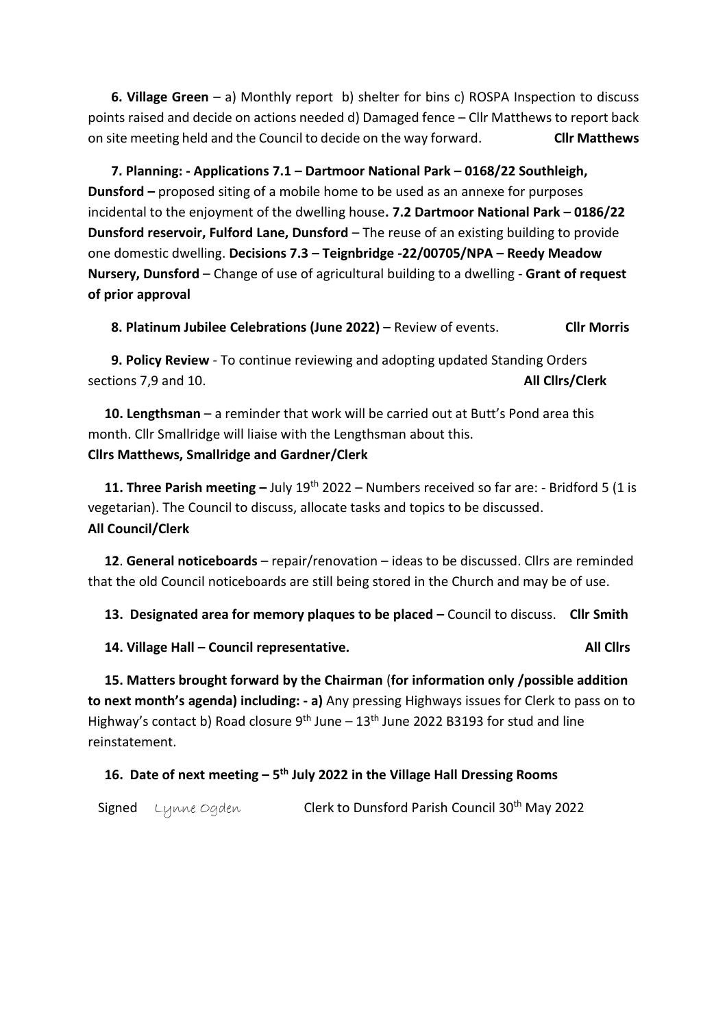**6. Village Green** – a) Monthly report b) shelter for bins c) ROSPA Inspection to discuss points raised and decide on actions needed d) Damaged fence – Cllr Matthews to report back on site meeting held and the Council to decide on the way forward. **Cllr Matthews**

**7. Planning: - Applications 7.1 – Dartmoor National Park – 0168/22 Southleigh, Dunsford –** proposed siting of a mobile home to be used as an annexe for purposes incidental to the enjoyment of the dwelling house**. 7.2 Dartmoor National Park – 0186/22 Dunsford reservoir, Fulford Lane, Dunsford** – The reuse of an existing building to provide one domestic dwelling. **Decisions 7.3 – Teignbridge -22/00705/NPA – Reedy Meadow Nursery, Dunsford** – Change of use of agricultural building to a dwelling - **Grant of request of prior approval**

**8. Platinum Jubilee Celebrations (June 2022) –** Review of events. **Cllr Morris**

**9. Policy Review** - To continue reviewing and adopting updated Standing Orders sections 7,9 and 10. **All Cllrs/Clerk**

**10. Lengthsman** – a reminder that work will be carried out at Butt's Pond area this month. Cllr Smallridge will liaise with the Lengthsman about this.
**Cllrs Matthews, Smallridge and Gardner/Clerk**

**11. Three Parish meeting –** July 19th 2022 – Numbers received so far are: - Bridford 5 (1 is vegetarian). The Council to discuss, allocate tasks and topics to be discussed.
**All Council/Clerk**

**12**. **General noticeboards** – repair/renovation – ideas to be discussed. Cllrs are reminded that the old Council noticeboards are still being stored in the Church and may be of use.

**13. Designated area for memory plaques to be placed –** Council to discuss. **Cllr Smith**

**14. Village Hall – Council representative.** **All Cllrs**

**15. Matters brought forward by the Chairman** (**for information only /possible addition to next month's agenda) including: - a)** Any pressing Highways issues for Clerk to pass on to Highway's contact b) Road closure 9th June – 13th June 2022 B3193 for stud and line reinstatement.

**16. Date of next meeting – 5th July 2022 in the Village Hall Dressing Rooms**

Signed *Lynne Ogden* Clerk to Dunsford Parish Council 30th May 2022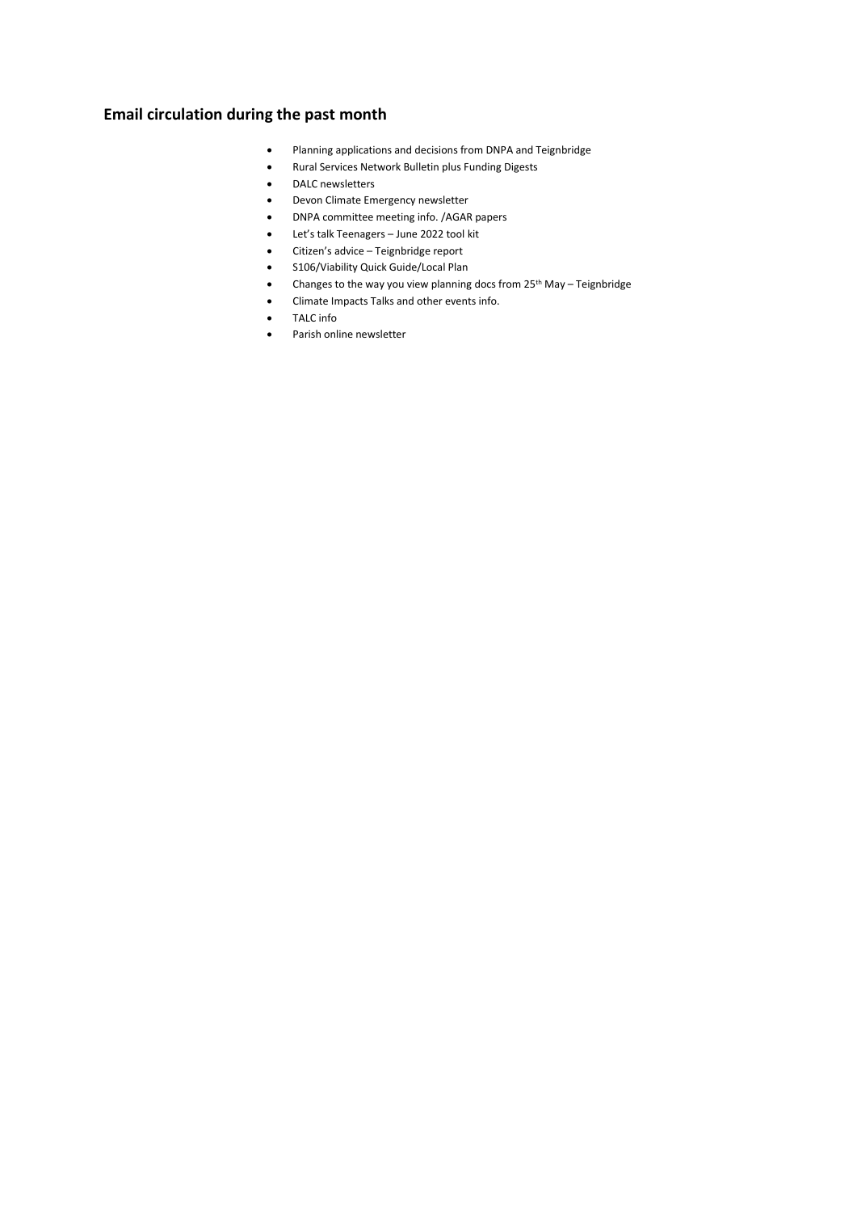## Email circulation during the past month

- Planning applications and decisions from DNPA and Teignbridge
- Rural Services Network Bulletin plus Funding Digests
- DALC newsletters
- Devon Climate Emergency newsletter
- DNPA committee meeting info. /AGAR papers
- Let's talk Teenagers – June 2022 tool kit
- Citizen's advice – Teignbridge report
- S106/Viability Quick Guide/Local Plan
- Changes to the way you view planning docs from 25th May – Teignbridge
- Climate Impacts Talks and other events info.
- TALC info
- Parish online newsletter